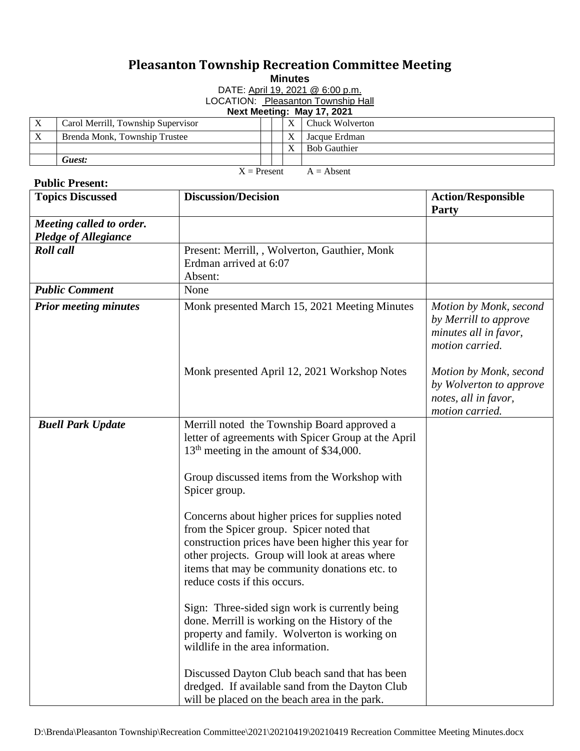# Pleasanton Township Recreation Committee Meeting

**Minutes**

DATE: April 19, 2021 @ 6:00 p.m.

LOCATION: Pleasanton Township Hall

**Next Meeting: May 17, 2021**

| | | | | | |
|---|---|---|---|---|---|
| X | Carol Merrill, Township Supervisor | | | X | Chuck Wolverton |
| X | Brenda Monk, Township Trustee | | | X | Jacque Erdman |
| | | | | X | Bob Gauthier |
| | ***Guest:*** | | | | |

X = Present A = Absent

**Public Present:**

| **Topics Discussed** | **Discussion/Decision** | **Action/Responsible Party** |
|---|---|---|
| ***Meeting called to order. Pledge of Allegiance*** | | |
| ***Roll call*** | Present: Merrill, , Wolverton, Gauthier, Monk<br>Erdman arrived at 6:07<br>Absent: | |
| ***Public Comment*** | None | |
| ***Prior meeting minutes*** | Monk presented March 15, 2021 Meeting Minutes<br><br>Monk presented April 12, 2021 Workshop Notes | *Motion by Monk, second by Merrill to approve minutes all in favor, motion carried.*<br><br>*Motion by Monk, second by Wolverton to approve notes, all in favor, motion carried.* |
| ***Buell Park Update*** | Merrill noted the Township Board approved a letter of agreements with Spicer Group at the April 13th meeting in the amount of $34,000.<br><br>Group discussed items from the Workshop with Spicer group.<br><br>Concerns about higher prices for supplies noted from the Spicer group. Spicer noted that construction prices have been higher this year for other projects. Group will look at areas where items that may be community donations etc. to reduce costs if this occurs.<br><br>Sign: Three-sided sign work is currently being done. Merrill is working on the History of the property and family. Wolverton is working on wildlife in the area information.<br><br>Discussed Dayton Club beach sand that has been dredged. If available sand from the Dayton Club will be placed on the beach area in the park. | |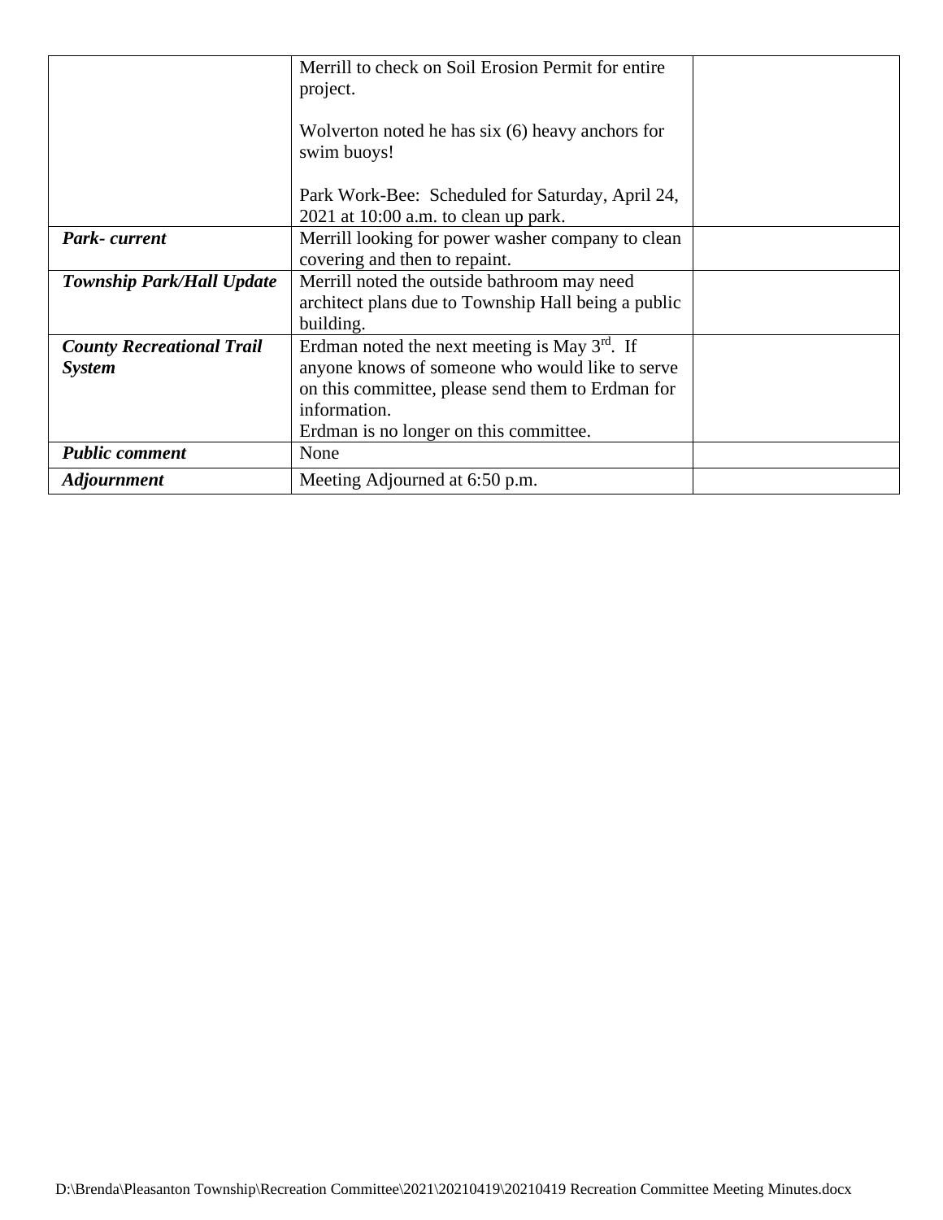| | | |
|---|---|---|
| | Merrill to check on Soil Erosion Permit for entire project.<br><br>Wolverton noted he has six (6) heavy anchors for swim buoys!<br><br>Park Work-Bee: Scheduled for Saturday, April 24, 2021 at 10:00 a.m. to clean up park. | |
| ***Park- current*** | Merrill looking for power washer company to clean covering and then to repaint. | |
| ***Township Park/Hall Update*** | Merrill noted the outside bathroom may need architect plans due to Township Hall being a public building. | |
| ***County Recreational Trail System*** | Erdman noted the next meeting is May 3rd. If anyone knows of someone who would like to serve on this committee, please send them to Erdman for information.<br>Erdman is no longer on this committee. | |
| ***Public comment*** | None | |
| ***Adjournment*** | Meeting Adjourned at 6:50 p.m. | |